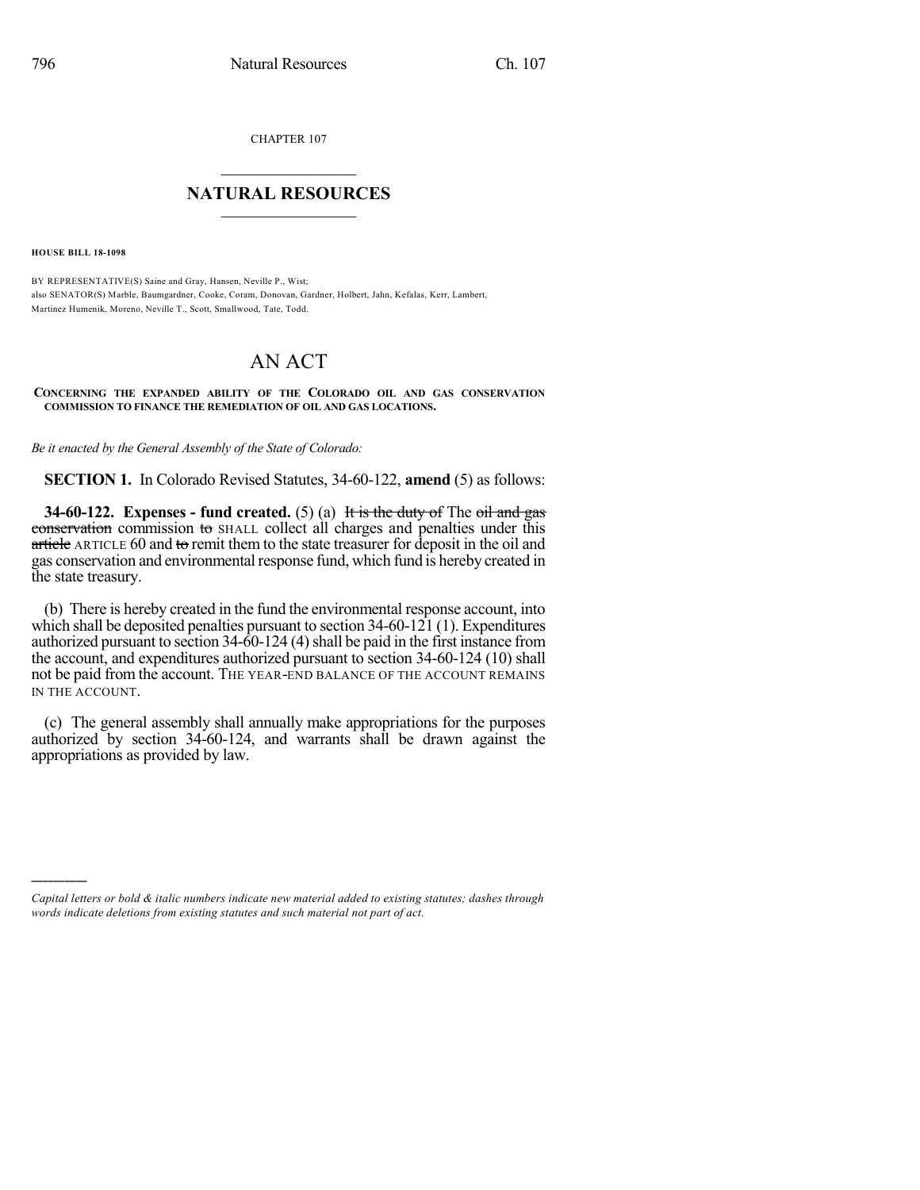CHAPTER 107

## NATURAL RESOURCES

**HOUSE BILL 18-1098**

BY REPRESENTATIVE(S) Saine and Gray, Hansen, Neville P., Wist;
also SENATOR(S) Marble, Baumgardner, Cooke, Coram, Donovan, Gardner, Holbert, Jahn, Kefalas, Kerr, Lambert, Martinez Humenik, Moreno, Neville T., Scott, Smallwood, Tate, Todd.

# AN ACT

**CONCERNING THE EXPANDED ABILITY OF THE COLORADO OIL AND GAS CONSERVATION COMMISSION TO FINANCE THE REMEDIATION OF OIL AND GAS LOCATIONS.**

*Be it enacted by the General Assembly of the State of Colorado:*

**SECTION 1.** In Colorado Revised Statutes, 34-60-122, **amend** (5) as follows:

**34-60-122. Expenses - fund created.** (5) (a) ~~It is the duty of~~ The ~~oil and gas conservation~~ commission ~~to~~ SHALL collect all charges and penalties under this ~~article~~ ARTICLE 60 and ~~to~~ remit them to the state treasurer for deposit in the oil and gas conservation and environmental response fund, which fund is hereby created in the state treasury.

(b) There is hereby created in the fund the environmental response account, into which shall be deposited penalties pursuant to section 34-60-121 (1). Expenditures authorized pursuant to section 34-60-124 (4) shall be paid in the first instance from the account, and expenditures authorized pursuant to section 34-60-124 (10) shall not be paid from the account. THE YEAR-END BALANCE OF THE ACCOUNT REMAINS IN THE ACCOUNT.

(c) The general assembly shall annually make appropriations for the purposes authorized by section 34-60-124, and warrants shall be drawn against the appropriations as provided by law.

---

*Capital letters or bold & italic numbers indicate new material added to existing statutes; dashes through words indicate deletions from existing statutes and such material not part of act.*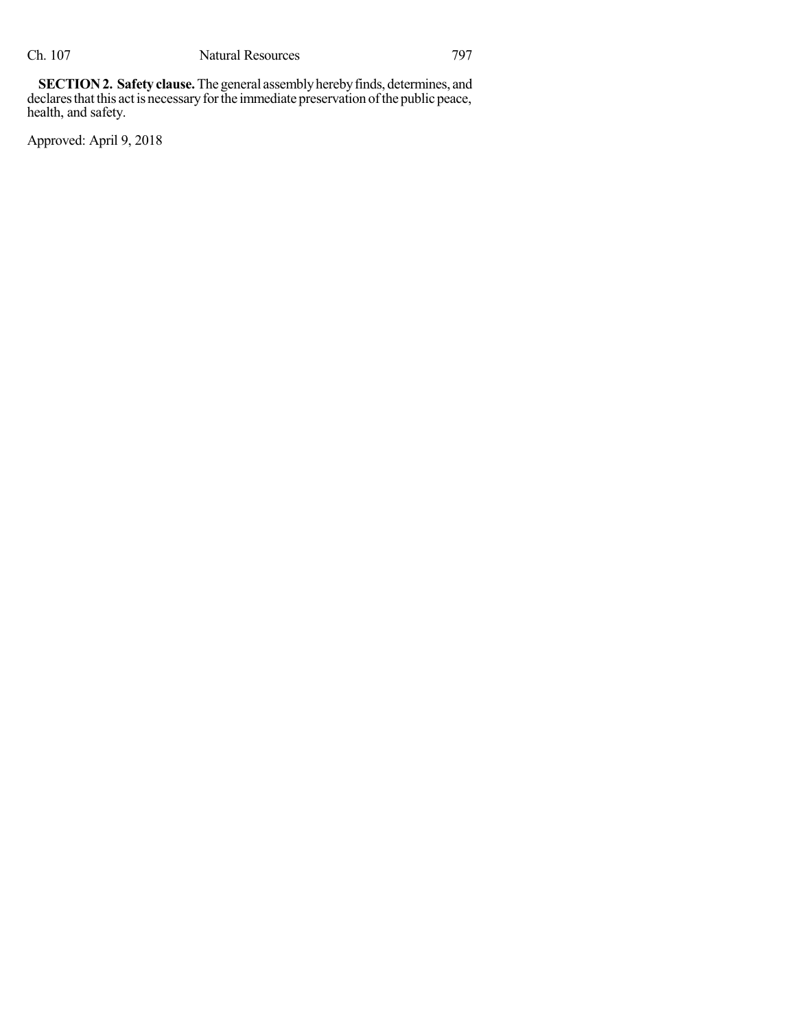**SECTION 2. Safety clause.** The general assembly hereby finds, determines, and declares that this act is necessary for the immediate preservation of the public peace, health, and safety.

Approved: April 9, 2018